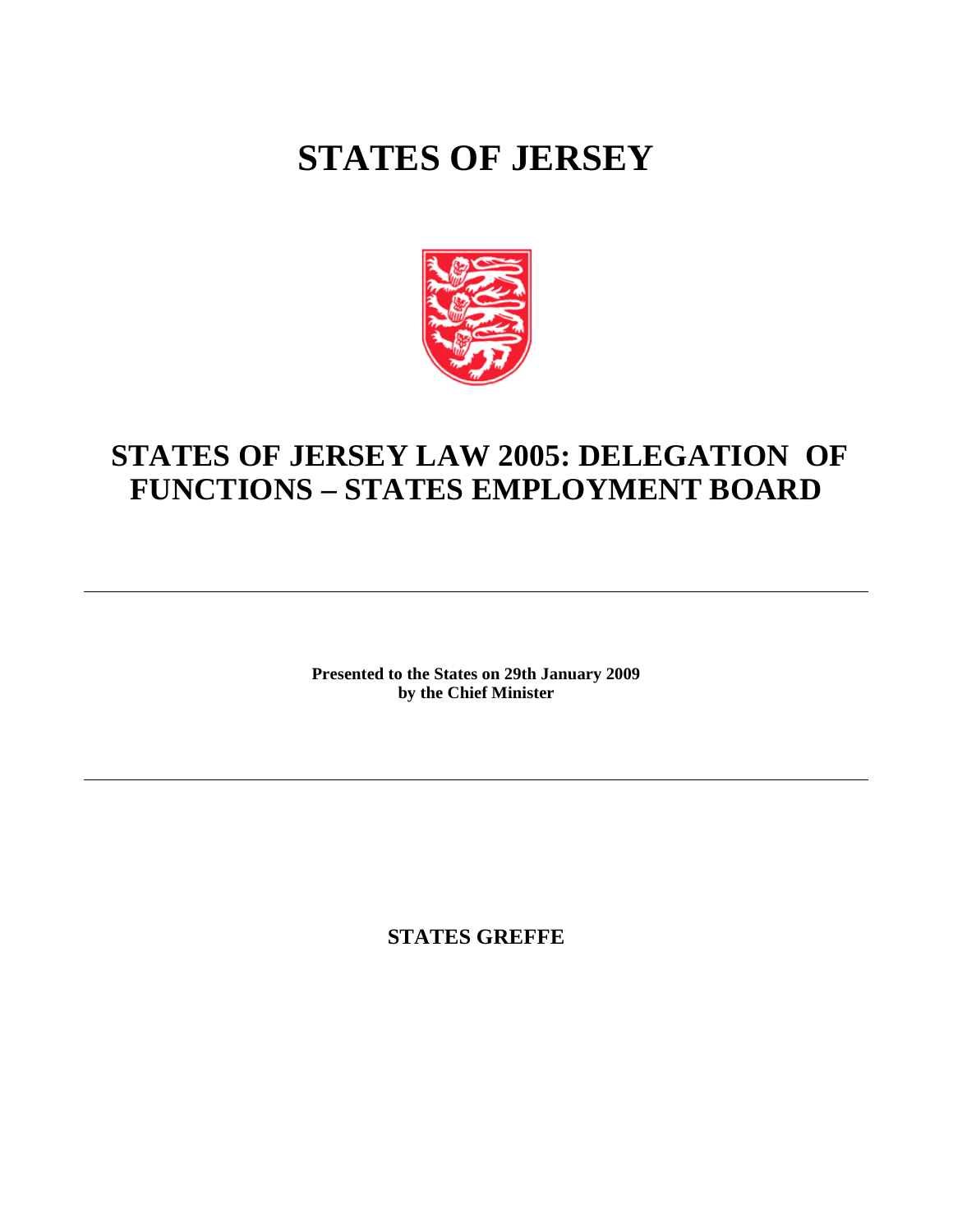# STATES OF JERSEY

## STATES OF JERSEY LAW 2005: DELEGATION OF FUNCTIONS – STATES EMPLOYMENT BOARD

---

**Presented to the States on 29th January 2009**
**by the Chief Minister**

---

**STATES GREFFE**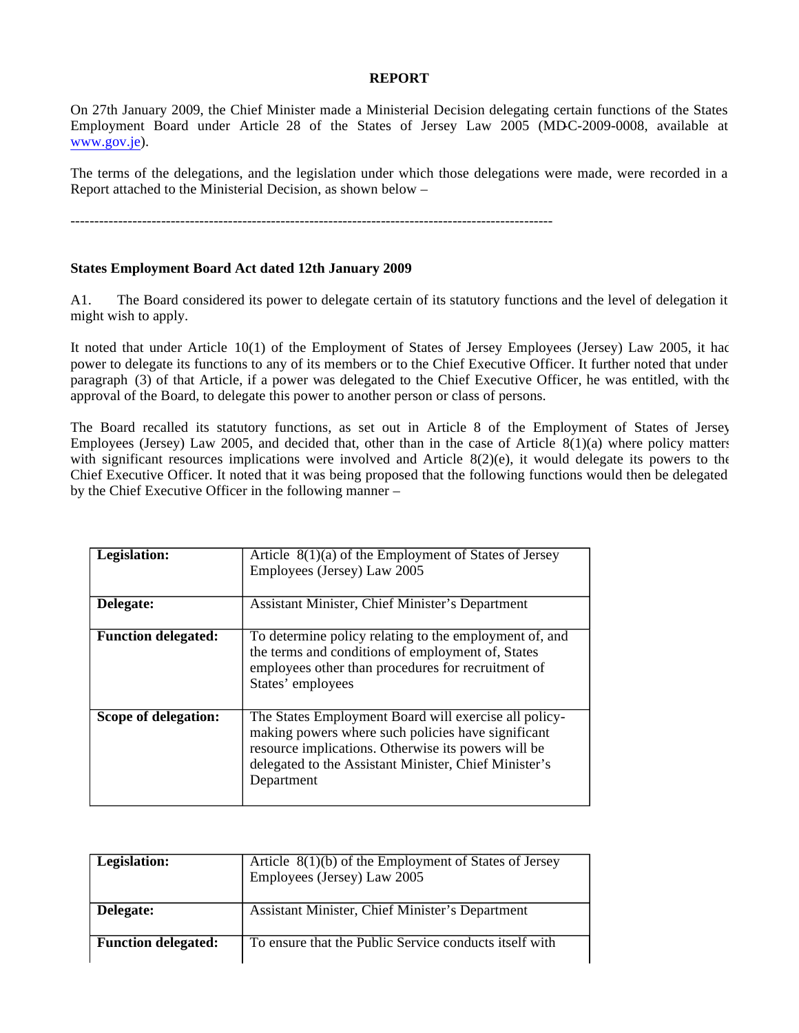**REPORT**

On 27th January 2009, the Chief Minister made a Ministerial Decision delegating certain functions of the States Employment Board under Article 28 of the States of Jersey Law 2005 (MD-C-2009-0008, available at www.gov.je).

The terms of the delegations, and the legislation under which those delegations were made, were recorded in a Report attached to the Ministerial Decision, as shown below –

----------------------------------------------------------------------------------------------------

**States Employment Board Act dated 12th January 2009**

A1. The Board considered its power to delegate certain of its statutory functions and the level of delegation it might wish to apply.

It noted that under Article 10(1) of the Employment of States of Jersey Employees (Jersey) Law 2005, it had power to delegate its functions to any of its members or to the Chief Executive Officer. It further noted that under paragraph (3) of that Article, if a power was delegated to the Chief Executive Officer, he was entitled, with the approval of the Board, to delegate this power to another person or class of persons.

The Board recalled its statutory functions, as set out in Article 8 of the Employment of States of Jersey Employees (Jersey) Law 2005, and decided that, other than in the case of Article 8(1)(a) where policy matters with significant resources implications were involved and Article 8(2)(e), it would delegate its powers to the Chief Executive Officer. It noted that it was being proposed that the following functions would then be delegated by the Chief Executive Officer in the following manner –

| **Legislation:** | Article 8(1)(a) of the Employment of States of Jersey Employees (Jersey) Law 2005 |
|---|---|
| **Delegate:** | Assistant Minister, Chief Minister's Department |
| **Function delegated:** | To determine policy relating to the employment of, and the terms and conditions of employment of, States employees other than procedures for recruitment of States' employees |
| **Scope of delegation:** | The States Employment Board will exercise all policy-making powers where such policies have significant resource implications. Otherwise its powers will be delegated to the Assistant Minister, Chief Minister's Department |

| **Legislation:** | Article 8(1)(b) of the Employment of States of Jersey Employees (Jersey) Law 2005 |
|---|---|
| **Delegate:** | Assistant Minister, Chief Minister's Department |
| **Function delegated:** | To ensure that the Public Service conducts itself with |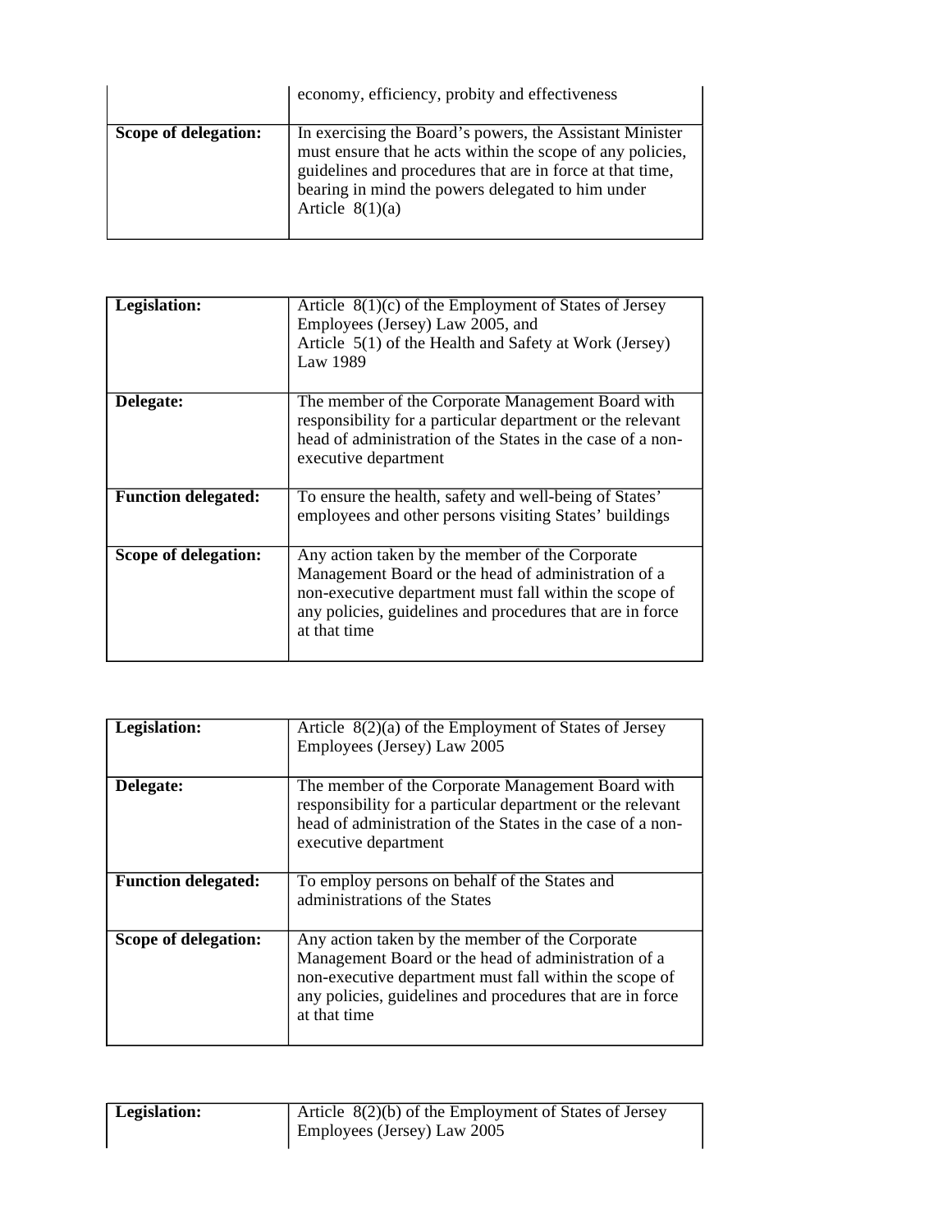| | |
|---|---|
| | economy, efficiency, probity and effectiveness |
| **Scope of delegation:** | In exercising the Board's powers, the Assistant Minister must ensure that he acts within the scope of any policies, guidelines and procedures that are in force at that time, bearing in mind the powers delegated to him under Article 8(1)(a) |

| | |
|---|---|
| **Legislation:** | Article 8(1)(c) of the Employment of States of Jersey Employees (Jersey) Law 2005, and<br>Article 5(1) of the Health and Safety at Work (Jersey) Law 1989 |
| **Delegate:** | The member of the Corporate Management Board with responsibility for a particular department or the relevant head of administration of the States in the case of a non-executive department |
| **Function delegated:** | To ensure the health, safety and well-being of States' employees and other persons visiting States' buildings |
| **Scope of delegation:** | Any action taken by the member of the Corporate Management Board or the head of administration of a non-executive department must fall within the scope of any policies, guidelines and procedures that are in force at that time |

| | |
|---|---|
| **Legislation:** | Article 8(2)(a) of the Employment of States of Jersey Employees (Jersey) Law 2005 |
| **Delegate:** | The member of the Corporate Management Board with responsibility for a particular department or the relevant head of administration of the States in the case of a non-executive department |
| **Function delegated:** | To employ persons on behalf of the States and administrations of the States |
| **Scope of delegation:** | Any action taken by the member of the Corporate Management Board or the head of administration of a non-executive department must fall within the scope of any policies, guidelines and procedures that are in force at that time |

| | |
|---|---|
| **Legislation:** | Article 8(2)(b) of the Employment of States of Jersey Employees (Jersey) Law 2005 |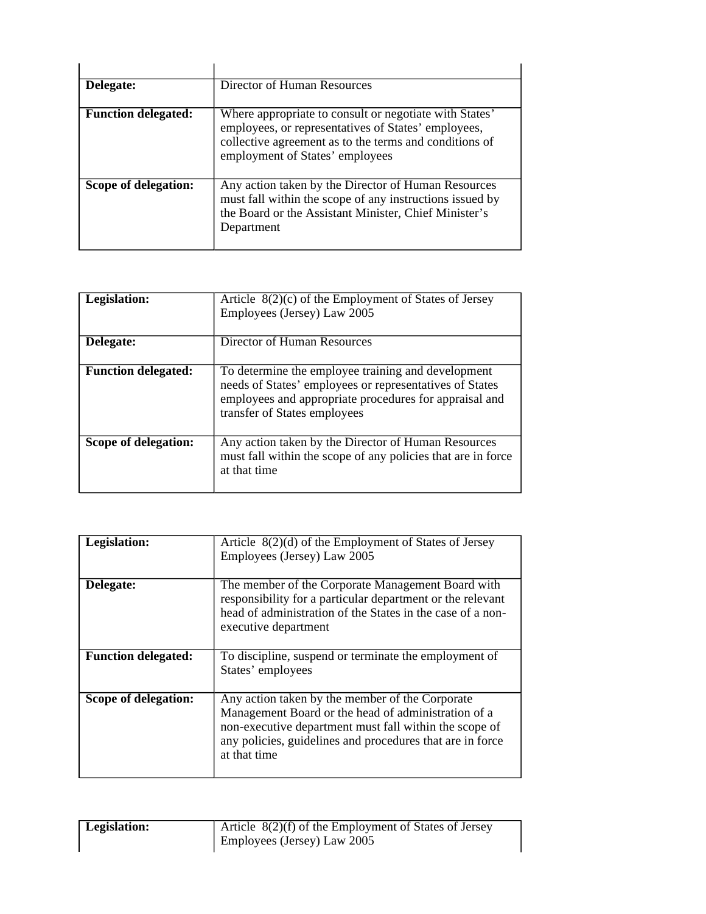| | |
|---|---|
| **Delegate:** | Director of Human Resources |
| **Function delegated:** | Where appropriate to consult or negotiate with States' employees, or representatives of States' employees, collective agreement as to the terms and conditions of employment of States' employees |
| **Scope of delegation:** | Any action taken by the Director of Human Resources must fall within the scope of any instructions issued by the Board or the Assistant Minister, Chief Minister's Department |

| | |
|---|---|
| **Legislation:** | Article 8(2)(c) of the Employment of States of Jersey Employees (Jersey) Law 2005 |
| **Delegate:** | Director of Human Resources |
| **Function delegated:** | To determine the employee training and development needs of States' employees or representatives of States employees and appropriate procedures for appraisal and transfer of States employees |
| **Scope of delegation:** | Any action taken by the Director of Human Resources must fall within the scope of any policies that are in force at that time |

| | |
|---|---|
| **Legislation:** | Article 8(2)(d) of the Employment of States of Jersey Employees (Jersey) Law 2005 |
| **Delegate:** | The member of the Corporate Management Board with responsibility for a particular department or the relevant head of administration of the States in the case of a non-executive department |
| **Function delegated:** | To discipline, suspend or terminate the employment of States' employees |
| **Scope of delegation:** | Any action taken by the member of the Corporate Management Board or the head of administration of a non-executive department must fall within the scope of any policies, guidelines and procedures that are in force at that time |

| | |
|---|---|
| **Legislation:** | Article 8(2)(f) of the Employment of States of Jersey Employees (Jersey) Law 2005 |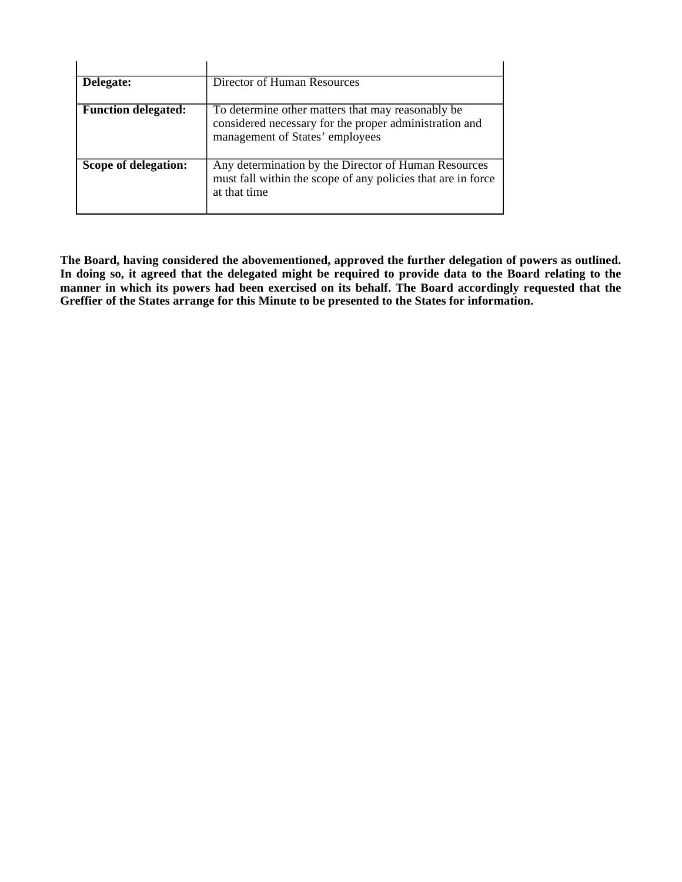| | |
|---|---|
| **Delegate:** | Director of Human Resources |
| **Function delegated:** | To determine other matters that may reasonably be considered necessary for the proper administration and management of States' employees |
| **Scope of delegation:** | Any determination by the Director of Human Resources must fall within the scope of any policies that are in force at that time |

**The Board, having considered the abovementioned, approved the further delegation of powers as outlined. In doing so, it agreed that the delegated might be required to provide data to the Board relating to the manner in which its powers had been exercised on its behalf. The Board accordingly requested that the Greffier of the States arrange for this Minute to be presented to the States for information.**